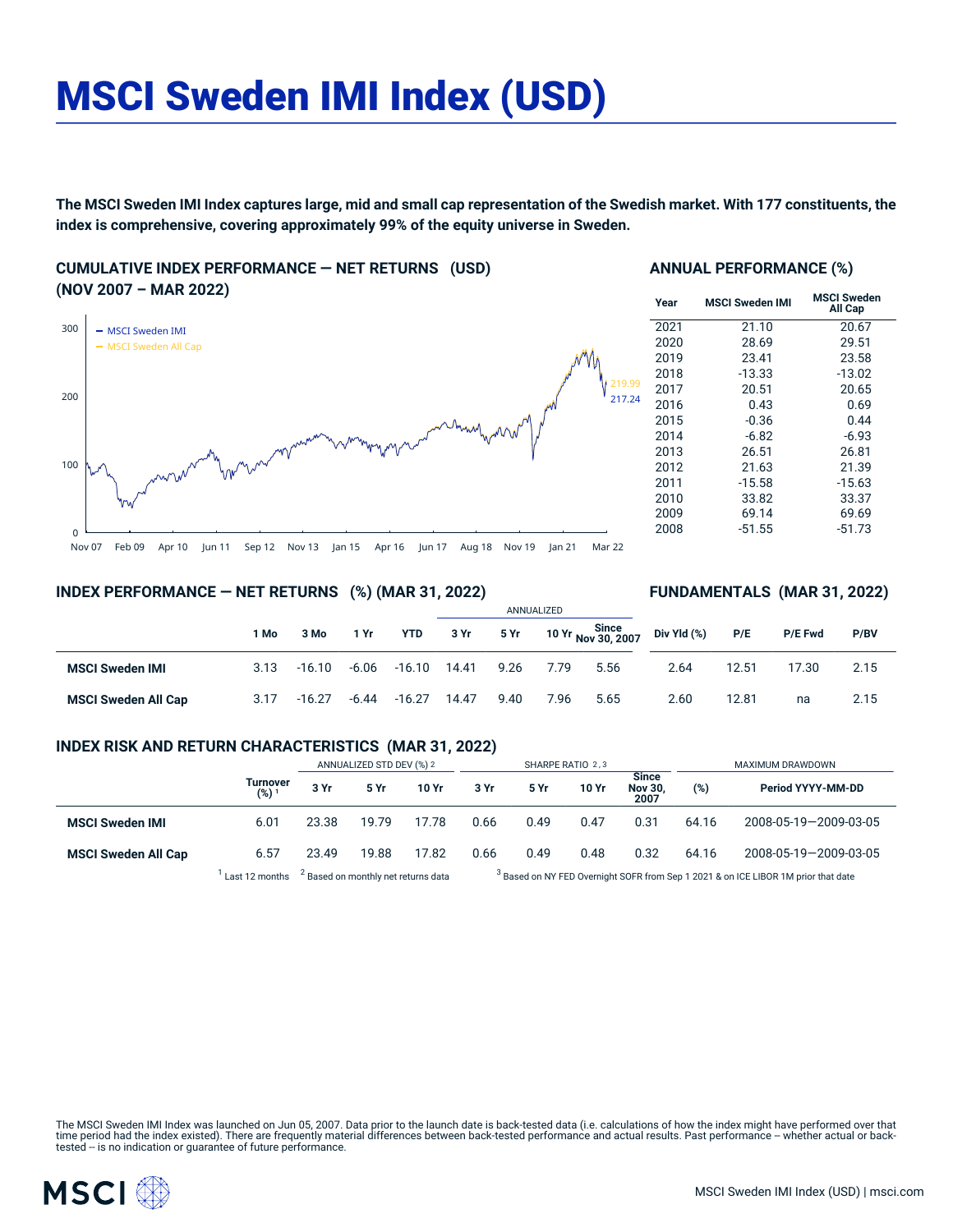# MSCI Sweden IMI Index (USD)

**The MSCI Sweden IMI Index captures large, mid and small cap representation of the Swedish market. With 177 constituents, the index is comprehensive, covering approximately 99% of the equity universe in Sweden.**

## CUMULATIVE INDEX PERFORMANCE — NET RETURNS (USD) (NOV 2007 – MAR 2022)

## ANNUAL PERFORMANCE (%)

| Year | MSCI Sweden IMI | MSCI Sweden All Cap |
|---|---|---|
| 2021 | 21.10 | 20.67 |
| 2020 | 28.69 | 29.51 |
| 2019 | 23.41 | 23.58 |
| 2018 | -13.33 | -13.02 |
| 2017 | 20.51 | 20.65 |
| 2016 | 0.43 | 0.69 |
| 2015 | -0.36 | 0.44 |
| 2014 | -6.82 | -6.93 |
| 2013 | 26.51 | 26.81 |
| 2012 | 21.63 | 21.39 |
| 2011 | -15.58 | -15.63 |
| 2010 | 33.82 | 33.37 |
| 2009 | 69.14 | 69.69 |
| 2008 | -51.55 | -51.73 |

## INDEX PERFORMANCE — NET RETURNS (%) (MAR 31, 2022)

## FUNDAMENTALS (MAR 31, 2022)

| | | | | | ANNUALIZED | | | | | | | |
|---|---|---|---|---|---|---|---|---|---|---|---|---|
| | 1 Mo | 3 Mo | 1 Yr | YTD | 3 Yr | 5 Yr | 10 Yr | Since Nov 30, 2007 | Div Yld (%) | P/E | P/E Fwd | P/BV |
| **MSCI Sweden IMI** | 3.13 | -16.10 | -6.06 | -16.10 | 14.41 | 9.26 | 7.79 | 5.56 | 2.64 | 12.51 | 17.30 | 2.15 |
| **MSCI Sweden All Cap** | 3.17 | -16.27 | -6.44 | -16.27 | 14.47 | 9.40 | 7.96 | 5.65 | 2.60 | 12.81 | na | 2.15 |

## INDEX RISK AND RETURN CHARACTERISTICS (MAR 31, 2022)

| | | ANNUALIZED STD DEV (%) [2] | | | SHARPE RATIO [2,3] | | | | MAXIMUM DRAWDOWN | |
|---|---|---|---|---|---|---|---|---|---|---|
| | Turnover (%) [1] | 3 Yr | 5 Yr | 10 Yr | 3 Yr | 5 Yr | 10 Yr | Since Nov 30, 2007 | (%) | Period YYYY-MM-DD |
| **MSCI Sweden IMI** | 6.01 | 23.38 | 19.79 | 17.78 | 0.66 | 0.49 | 0.47 | 0.31 | 64.16 | 2008-05-19—2009-03-05 |
| **MSCI Sweden All Cap** | 6.57 | 23.49 | 19.88 | 17.82 | 0.66 | 0.49 | 0.48 | 0.32 | 64.16 | 2008-05-19—2009-03-05 |

[1] Last 12 months [2] Based on monthly net returns data [3] Based on NY FED Overnight SOFR from Sep 1 2021 & on ICE LIBOR 1M prior that date

The MSCI Sweden IMI Index was launched on Jun 05, 2007. Data prior to the launch date is back-tested data (i.e. calculations of how the index might have performed over that time period had the index existed). There are frequently material differences between back-tested performance and actual results. Past performance -- whether actual or back-tested -- is no indication or guarantee of future performance.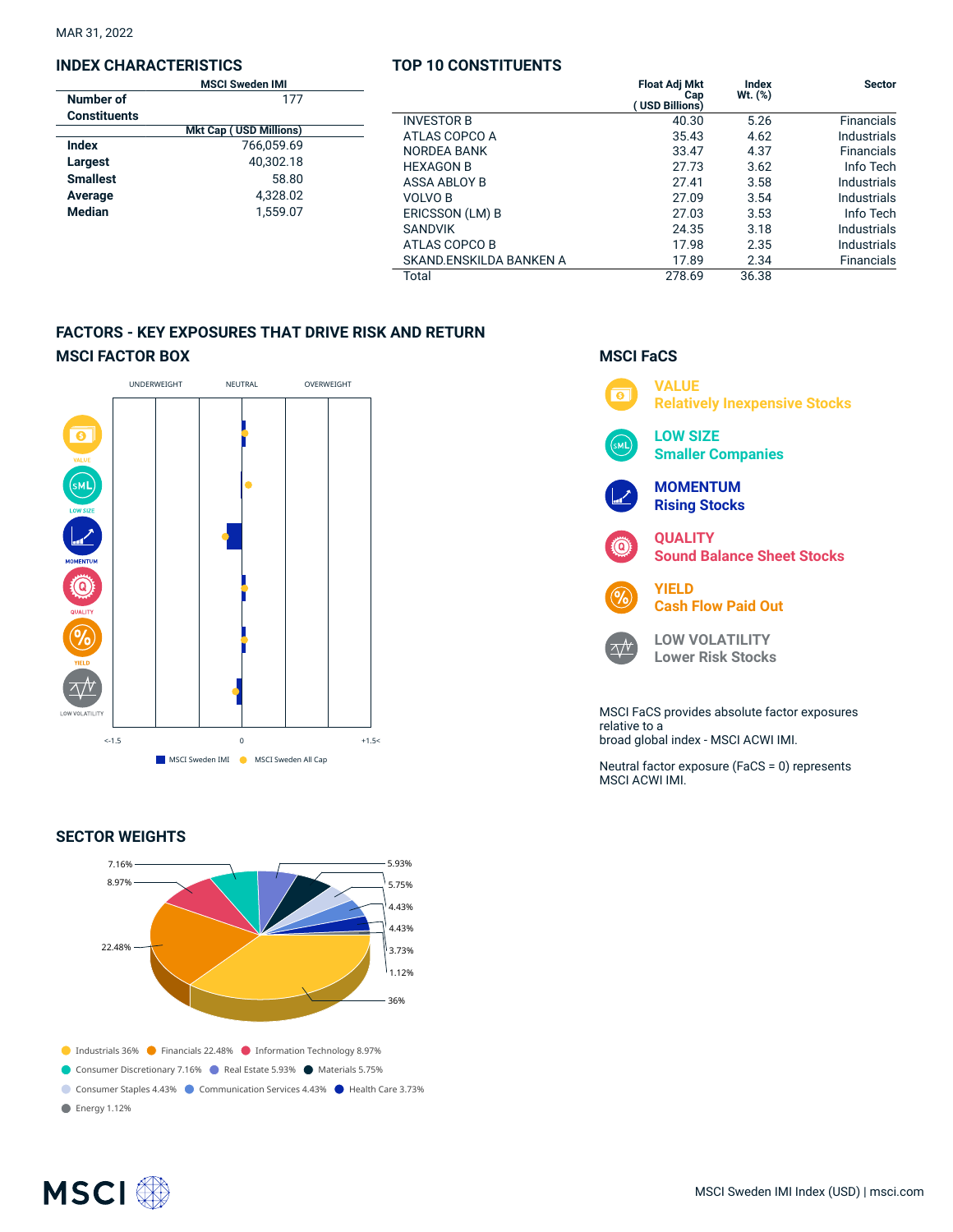MAR 31, 2022

## INDEX CHARACTERISTICS

| | MSCI Sweden IMI |
|---|---|
| Number of Constituents | 177 |
| | **Mkt Cap ( USD Millions)** |
| **Index** | 766,059.69 |
| **Largest** | 40,302.18 |
| **Smallest** | 58.80 |
| **Average** | 4,328.02 |
| **Median** | 1,559.07 |

## TOP 10 CONSTITUENTS

| | Float Adj Mkt Cap ( USD Billions) | Index Wt. (%) | Sector |
|---|---|---|---|
| INVESTOR B | 40.30 | 5.26 | Financials |
| ATLAS COPCO A | 35.43 | 4.62 | Industrials |
| NORDEA BANK | 33.47 | 4.37 | Financials |
| HEXAGON B | 27.73 | 3.62 | Info Tech |
| ASSA ABLOY B | 27.41 | 3.58 | Industrials |
| VOLVO B | 27.09 | 3.54 | Industrials |
| ERICSSON (LM) B | 27.03 | 3.53 | Info Tech |
| SANDVIK | 24.35 | 3.18 | Industrials |
| ATLAS COPCO B | 17.98 | 2.35 | Industrials |
| SKAND.ENSKILDA BANKEN A | 17.89 | 2.34 | Financials |
| Total | 278.69 | 36.38 | |

## FACTORS - KEY EXPOSURES THAT DRIVE RISK AND RETURN

### MSCI FACTOR BOX

UNDERWEIGHT NEUTRAL OVERWEIGHT

VALUE, LOW SIZE, MOMENTUM, QUALITY, YIELD, LOW VOLATILITY

<-1.5 0 +1.5<

MSCI Sweden IMI MSCI Sweden All Cap

### MSCI FaCS

**VALUE**
Relatively Inexpensive Stocks

**LOW SIZE**
Smaller Companies

**MOMENTUM**
Rising Stocks

**QUALITY**
Sound Balance Sheet Stocks

**YIELD**
Cash Flow Paid Out

**LOW VOLATILITY**
Lower Risk Stocks

MSCI FaCS provides absolute factor exposures relative to a broad global index - MSCI ACWI IMI.

Neutral factor exposure (FaCS = 0) represents MSCI ACWI IMI.

## SECTOR WEIGHTS

- Industrials 36%
- Financials 22.48%
- Information Technology 8.97%
- Consumer Discretionary 7.16%
- Real Estate 5.93%
- Materials 5.75%
- Consumer Staples 4.43%
- Communication Services 4.43%
- Health Care 3.73%
- Energy 1.12%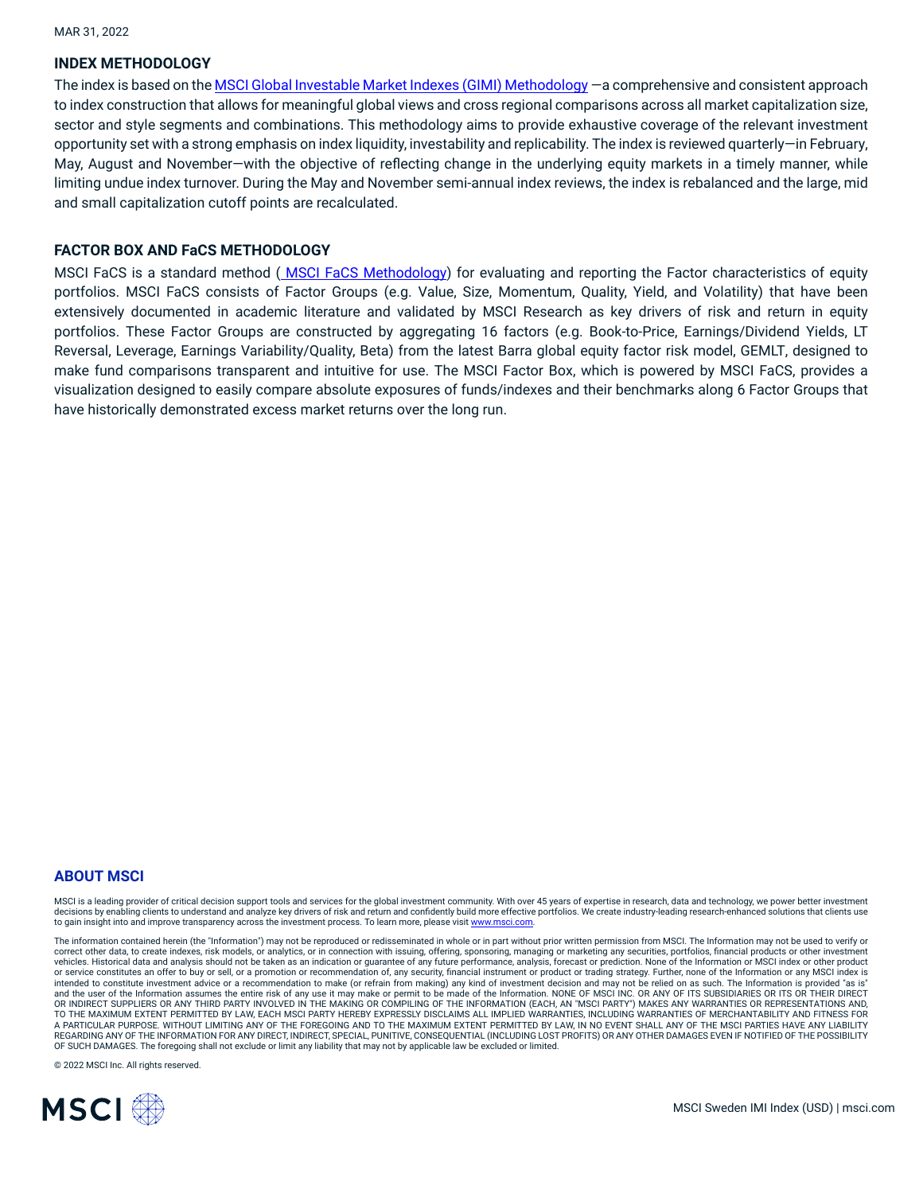## INDEX METHODOLOGY

The index is based on the MSCI Global Investable Market Indexes (GIMI) Methodology —a comprehensive and consistent approach to index construction that allows for meaningful global views and cross regional comparisons across all market capitalization size, sector and style segments and combinations. This methodology aims to provide exhaustive coverage of the relevant investment opportunity set with a strong emphasis on index liquidity, investability and replicability. The index is reviewed quarterly—in February, May, August and November—with the objective of reflecting change in the underlying equity markets in a timely manner, while limiting undue index turnover. During the May and November semi-annual index reviews, the index is rebalanced and the large, mid and small capitalization cutoff points are recalculated.

## FACTOR BOX AND FaCS METHODOLOGY

MSCI FaCS is a standard method ( MSCI FaCS Methodology) for evaluating and reporting the Factor characteristics of equity portfolios. MSCI FaCS consists of Factor Groups (e.g. Value, Size, Momentum, Quality, Yield, and Volatility) that have been extensively documented in academic literature and validated by MSCI Research as key drivers of risk and return in equity portfolios. These Factor Groups are constructed by aggregating 16 factors (e.g. Book-to-Price, Earnings/Dividend Yields, LT Reversal, Leverage, Earnings Variability/Quality, Beta) from the latest Barra global equity factor risk model, GEMLT, designed to make fund comparisons transparent and intuitive for use. The MSCI Factor Box, which is powered by MSCI FaCS, provides a visualization designed to easily compare absolute exposures of funds/indexes and their benchmarks along 6 Factor Groups that have historically demonstrated excess market returns over the long run.

## ABOUT MSCI

MSCI is a leading provider of critical decision support tools and services for the global investment community. With over 45 years of expertise in research, data and technology, we power better investment decisions by enabling clients to understand and analyze key drivers of risk and return and confidently build more effective portfolios. We create industry-leading research-enhanced solutions that clients use to gain insight into and improve transparency across the investment process. To learn more, please visit www.msci.com.

The information contained herein (the "Information") may not be reproduced or redisseminated in whole or in part without prior written permission from MSCI. The Information may not be used to verify or correct other data, to create indexes, risk models, or analytics, or in connection with issuing, offering, sponsoring, managing or marketing any securities, portfolios, financial products or other investment vehicles. Historical data and analysis should not be taken as an indication or guarantee of any future performance, analysis, forecast or prediction. None of the Information or MSCI index or other product or service constitutes an offer to buy or sell, or a promotion or recommendation of, any security, financial instrument or product or trading strategy. Further, none of the Information or any MSCI index is intended to constitute investment advice or a recommendation to make (or refrain from making) any kind of investment decision and may not be relied on as such. The Information is provided "as is" and the user of the Information assumes the entire risk of any use it may make or permit to be made of the Information. NONE OF MSCI INC. OR ANY OF ITS SUBSIDIARIES OR ITS OR THEIR DIRECT OR INDIRECT SUPPLIERS OR ANY THIRD PARTY INVOLVED IN THE MAKING OR COMPILING OF THE INFORMATION (EACH, AN "MSCI PARTY") MAKES ANY WARRANTIES OR REPRESENTATIONS AND, TO THE MAXIMUM EXTENT PERMITTED BY LAW, EACH MSCI PARTY HEREBY EXPRESSLY DISCLAIMS ALL IMPLIED WARRANTIES, INCLUDING WARRANTIES OF MERCHANTABILITY AND FITNESS FOR A PARTICULAR PURPOSE. WITHOUT LIMITING ANY OF THE FOREGOING AND TO THE MAXIMUM EXTENT PERMITTED BY LAW, IN NO EVENT SHALL ANY OF THE MSCI PARTIES HAVE ANY LIABILITY REGARDING ANY OF THE INFORMATION FOR ANY DIRECT, INDIRECT, SPECIAL, PUNITIVE, CONSEQUENTIAL (INCLUDING LOST PROFITS) OR ANY OTHER DAMAGES EVEN IF NOTIFIED OF THE POSSIBILITY OF SUCH DAMAGES. The foregoing shall not exclude or limit any liability that may not by applicable law be excluded or limited.

© 2022 MSCI Inc. All rights reserved.